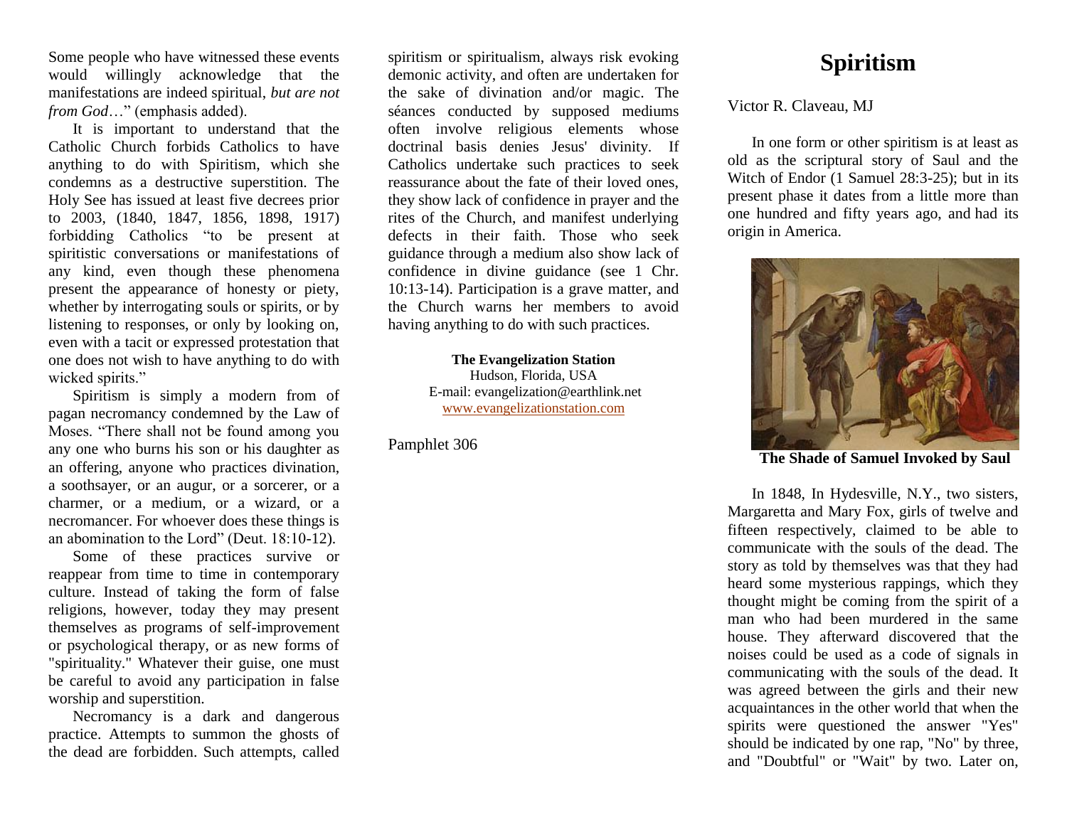# Spiritism

Victor R. Claveau, MJ

In one form or other spiritism is at least as old as the scriptural story of Saul and the Witch of Endor (1 Samuel 28:3-25); but in its present phase it dates from a little more than one hundred and fifty years ago, and had its origin in America.

**The Shade of Samuel Invoked by Saul**

In 1848, In Hydesville, N.Y., two sisters, Margaretta and Mary Fox, girls of twelve and fifteen respectively, claimed to be able to communicate with the souls of the dead. The story as told by themselves was that they had heard some mysterious rappings, which they thought might be coming from the spirit of a man who had been murdered in the same house. They afterward discovered that the noises could be used as a code of signals in communicating with the souls of the dead. It was agreed between the girls and their new acquaintances in the other world that when the spirits were questioned the answer "Yes" should be indicated by one rap, "No" by three, and "Doubtful" or "Wait" by two. Later on,

Some people who have witnessed these events would willingly acknowledge that the manifestations are indeed spiritual, *but are not from God*…" (emphasis added).

It is important to understand that the Catholic Church forbids Catholics to have anything to do with Spiritism, which she condemns as a destructive superstition. The Holy See has issued at least five decrees prior to 2003, (1840, 1847, 1856, 1898, 1917) forbidding Catholics "to be present at spiritistic conversations or manifestations of any kind, even though these phenomena present the appearance of honesty or piety, whether by interrogating souls or spirits, or by listening to responses, or only by looking on, even with a tacit or expressed protestation that one does not wish to have anything to do with wicked spirits."

Spiritism is simply a modern from of pagan necromancy condemned by the Law of Moses. "There shall not be found among you any one who burns his son or his daughter as an offering, anyone who practices divination, a soothsayer, or an augur, or a sorcerer, or a charmer, or a medium, or a wizard, or a necromancer. For whoever does these things is an abomination to the Lord" (Deut. 18:10-12).

Some of these practices survive or reappear from time to time in contemporary culture. Instead of taking the form of false religions, however, today they may present themselves as programs of self-improvement or psychological therapy, or as new forms of "spirituality." Whatever their guise, one must be careful to avoid any participation in false worship and superstition.

Necromancy is a dark and dangerous practice. Attempts to summon the ghosts of the dead are forbidden. Such attempts, called spiritism or spiritualism, always risk evoking demonic activity, and often are undertaken for the sake of divination and/or magic. The séances conducted by supposed mediums often involve religious elements whose doctrinal basis denies Jesus' divinity. If Catholics undertake such practices to seek reassurance about the fate of their loved ones, they show lack of confidence in prayer and the rites of the Church, and manifest underlying defects in their faith. Those who seek guidance through a medium also show lack of confidence in divine guidance (see 1 Chr. 10:13-14). Participation is a grave matter, and the Church warns her members to avoid having anything to do with such practices.

**The Evangelization Station**
Hudson, Florida, USA
E-mail: evangelization@earthlink.net
www.evangelizationstation.com

Pamphlet 306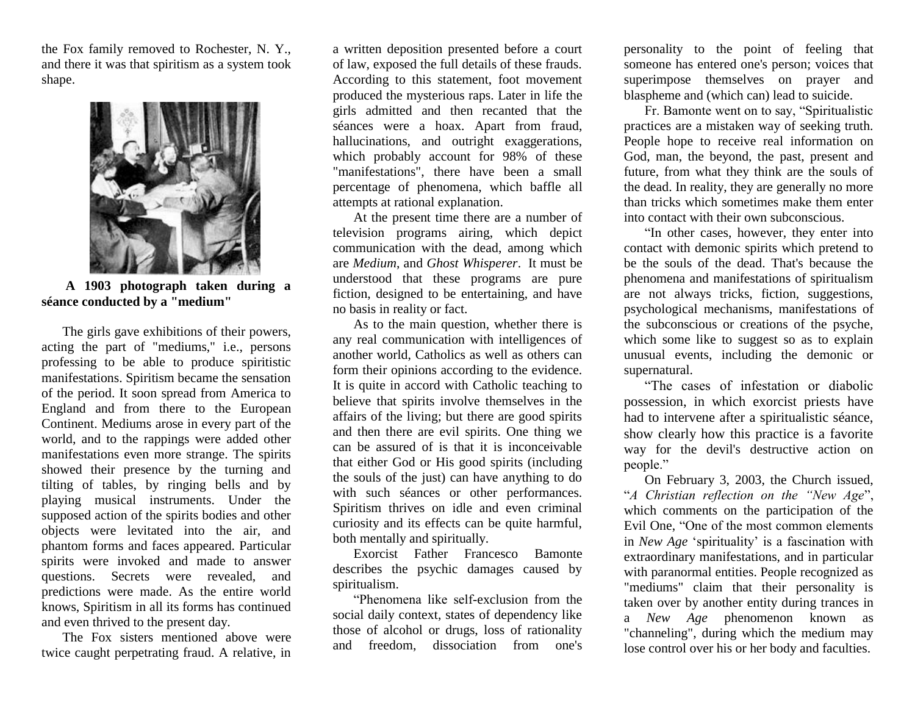the Fox family removed to Rochester, N. Y., and there it was that spiritism as a system took shape.

**A 1903 photograph taken during a séance conducted by a "medium"**

The girls gave exhibitions of their powers, acting the part of "mediums," i.e., persons professing to be able to produce spiritistic manifestations. Spiritism became the sensation of the period. It soon spread from America to England and from there to the European Continent. Mediums arose in every part of the world, and to the rappings were added other manifestations even more strange. The spirits showed their presence by the turning and tilting of tables, by ringing bells and by playing musical instruments. Under the supposed action of the spirits bodies and other objects were levitated into the air, and phantom forms and faces appeared. Particular spirits were invoked and made to answer questions. Secrets were revealed, and predictions were made. As the entire world knows, Spiritism in all its forms has continued and even thrived to the present day.

The Fox sisters mentioned above were twice caught perpetrating fraud. A relative, in a written deposition presented before a court of law, exposed the full details of these frauds. According to this statement, foot movement produced the mysterious raps. Later in life the girls admitted and then recanted that the séances were a hoax. Apart from fraud, hallucinations, and outright exaggerations, which probably account for 98% of these "manifestations", there have been a small percentage of phenomena, which baffle all attempts at rational explanation.

At the present time there are a number of television programs airing, which depict communication with the dead, among which are *Medium*, and *Ghost Whisperer*. It must be understood that these programs are pure fiction, designed to be entertaining, and have no basis in reality or fact.

As to the main question, whether there is any real communication with intelligences of another world, Catholics as well as others can form their opinions according to the evidence. It is quite in accord with Catholic teaching to believe that spirits involve themselves in the affairs of the living; but there are good spirits and then there are evil spirits. One thing we can be assured of is that it is inconceivable that either God or His good spirits (including the souls of the just) can have anything to do with such séances or other performances. Spiritism thrives on idle and even criminal curiosity and its effects can be quite harmful, both mentally and spiritually.

Exorcist Father Francesco Bamonte describes the psychic damages caused by spiritualism.

"Phenomena like self-exclusion from the social daily context, states of dependency like those of alcohol or drugs, loss of rationality and freedom, dissociation from one's personality to the point of feeling that someone has entered one's person; voices that superimpose themselves on prayer and blaspheme and (which can) lead to suicide.

Fr. Bamonte went on to say, "Spiritualistic practices are a mistaken way of seeking truth. People hope to receive real information on God, man, the beyond, the past, present and future, from what they think are the souls of the dead. In reality, they are generally no more than tricks which sometimes make them enter into contact with their own subconscious.

"In other cases, however, they enter into contact with demonic spirits which pretend to be the souls of the dead. That's because the phenomena and manifestations of spiritualism are not always tricks, fiction, suggestions, psychological mechanisms, manifestations of the subconscious or creations of the psyche, which some like to suggest so as to explain unusual events, including the demonic or supernatural.

"The cases of infestation or diabolic possession, in which exorcist priests have had to intervene after a spiritualistic séance, show clearly how this practice is a favorite way for the devil's destructive action on people."

On February 3, 2003, the Church issued, "*A Christian reflection on the "New Age*", which comments on the participation of the Evil One, "One of the most common elements in *New Age* 'spirituality' is a fascination with extraordinary manifestations, and in particular with paranormal entities. People recognized as "mediums" claim that their personality is taken over by another entity during trances in a *New Age* phenomenon known as "channeling", during which the medium may lose control over his or her body and faculties.